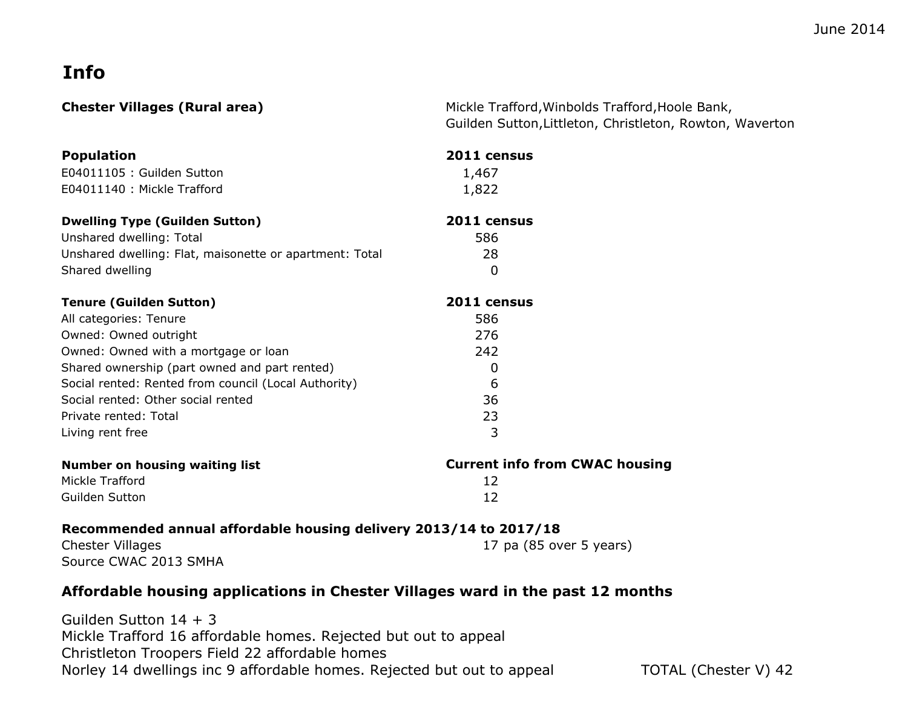June 2014

# Info

| **Chester Villages (Rural area)** | Mickle Trafford,Winbolds Trafford,Hoole Bank, Guilden Sutton,Littleton, Christleton, Rowton, Waverton |
|---|---|

| **Population** | **2011 census** |
|---|---|
| E04011105 : Guilden Sutton | 1,467 |
| E04011140 : Mickle Trafford | 1,822 |

| **Dwelling Type (Guilden Sutton)** | **2011 census** |
|---|---|
| Unshared dwelling: Total | 586 |
| Unshared dwelling: Flat, maisonette or apartment: Total | 28 |
| Shared dwelling | 0 |

| **Tenure (Guilden Sutton)** | **2011 census** |
|---|---|
| All categories: Tenure | 586 |
| Owned: Owned outright | 276 |
| Owned: Owned with a mortgage or loan | 242 |
| Shared ownership (part owned and part rented) | 0 |
| Social rented: Rented from council (Local Authority) | 6 |
| Social rented: Other social rented | 36 |
| Private rented: Total | 23 |
| Living rent free | 3 |

| **Number on housing waiting list** | **Current info from CWAC housing** |
|---|---|
| Mickle Trafford | 12 |
| Guilden Sutton | 12 |

**Recommended annual affordable housing delivery 2013/14 to 2017/18**

Chester Villages — 17 pa (85 over 5 years)

Source CWAC 2013 SMHA

## Affordable housing applications in Chester Villages ward in the past 12 months

Guilden Sutton 14 + 3

Mickle Trafford 16 affordable homes. Rejected but out to appeal

Christleton Troopers Field 22 affordable homes

Norley 14 dwellings inc 9 affordable homes. Rejected but out to appeal

TOTAL (Chester V) 42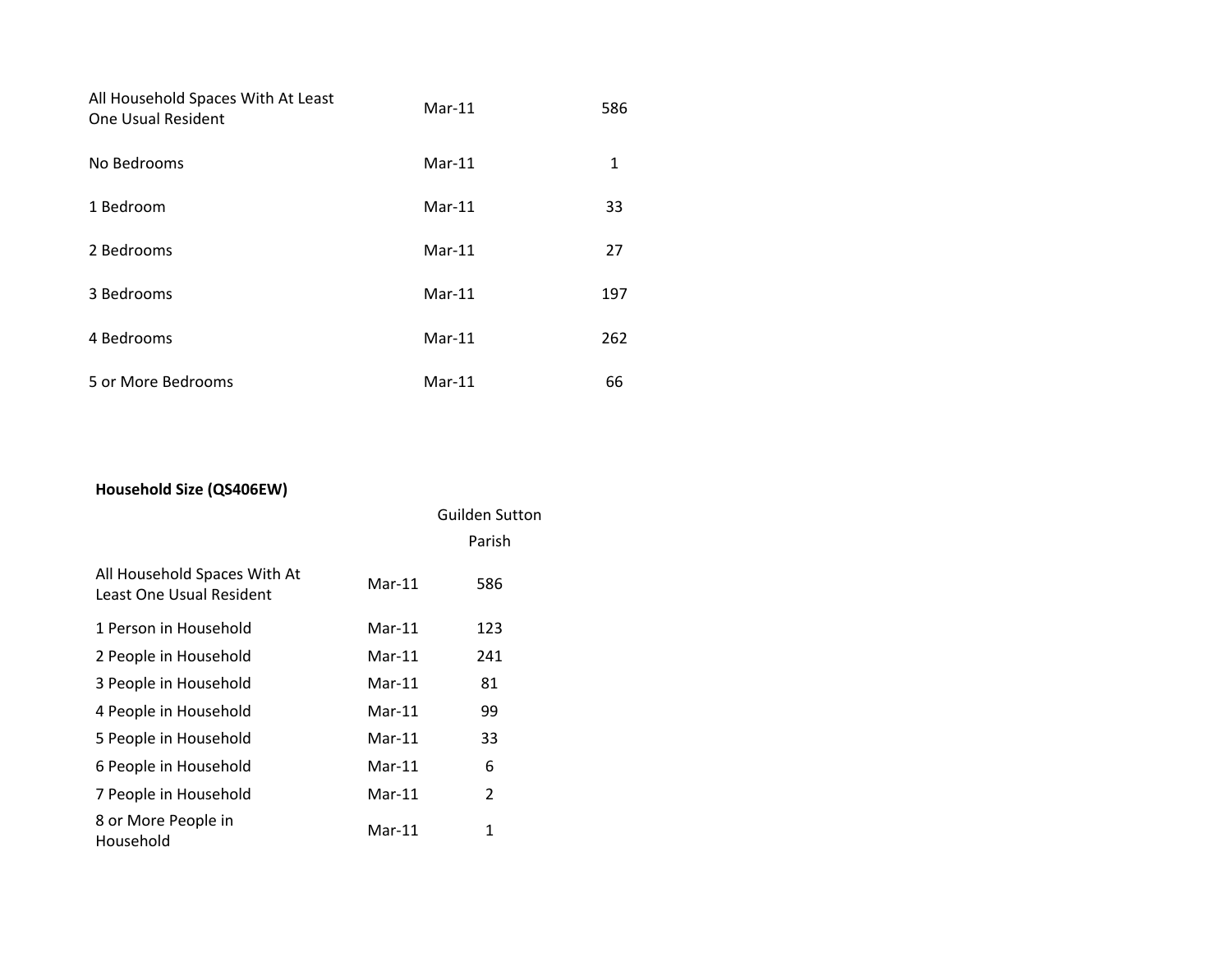| | | |
|---|---|---|
| All Household Spaces With At Least One Usual Resident | Mar-11 | 586 |
| No Bedrooms | Mar-11 | 1 |
| 1 Bedroom | Mar-11 | 33 |
| 2 Bedrooms | Mar-11 | 27 |
| 3 Bedrooms | Mar-11 | 197 |
| 4 Bedrooms | Mar-11 | 262 |
| 5 or More Bedrooms | Mar-11 | 66 |

**Household Size (QS406EW)**

| | | Guilden Sutton Parish |
|---|---|---|
| All Household Spaces With At Least One Usual Resident | Mar-11 | 586 |
| 1 Person in Household | Mar-11 | 123 |
| 2 People in Household | Mar-11 | 241 |
| 3 People in Household | Mar-11 | 81 |
| 4 People in Household | Mar-11 | 99 |
| 5 People in Household | Mar-11 | 33 |
| 6 People in Household | Mar-11 | 6 |
| 7 People in Household | Mar-11 | 2 |
| 8 or More People in Household | Mar-11 | 1 |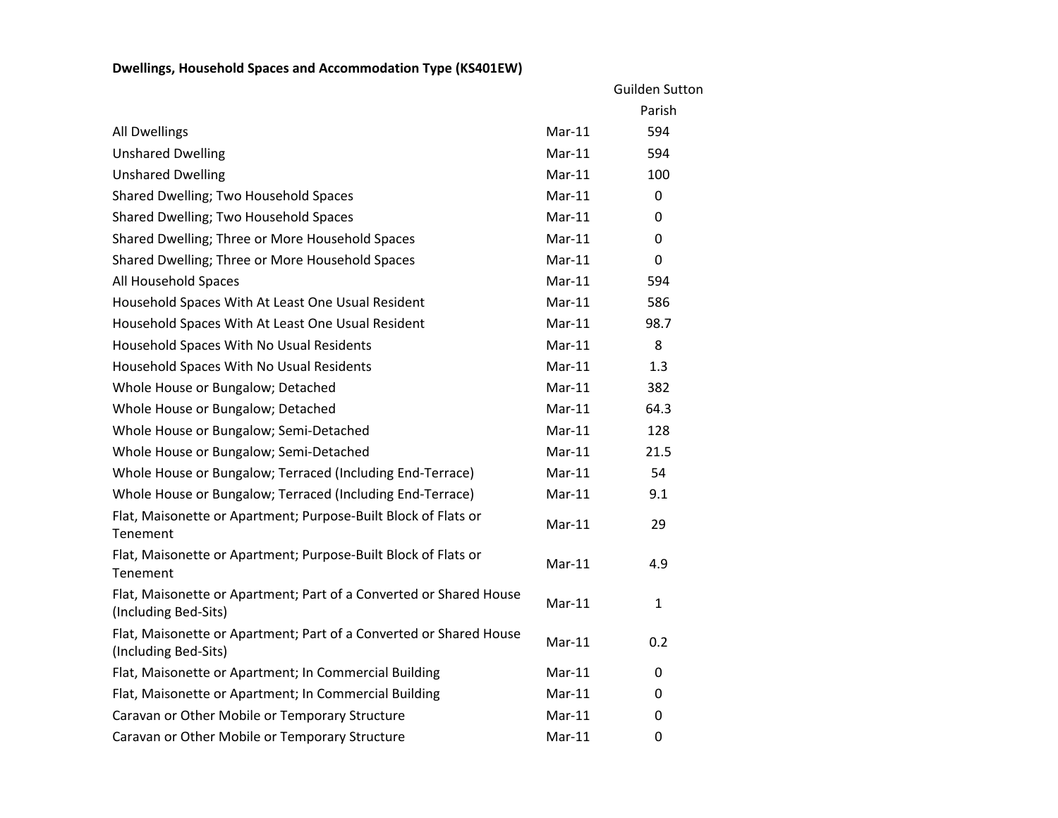**Dwellings, Household Spaces and Accommodation Type (KS401EW)**

| | | Guilden Sutton Parish |
|---|---|---|
| All Dwellings | Mar-11 | 594 |
| Unshared Dwelling | Mar-11 | 594 |
| Unshared Dwelling | Mar-11 | 100 |
| Shared Dwelling; Two Household Spaces | Mar-11 | 0 |
| Shared Dwelling; Two Household Spaces | Mar-11 | 0 |
| Shared Dwelling; Three or More Household Spaces | Mar-11 | 0 |
| Shared Dwelling; Three or More Household Spaces | Mar-11 | 0 |
| All Household Spaces | Mar-11 | 594 |
| Household Spaces With At Least One Usual Resident | Mar-11 | 586 |
| Household Spaces With At Least One Usual Resident | Mar-11 | 98.7 |
| Household Spaces With No Usual Residents | Mar-11 | 8 |
| Household Spaces With No Usual Residents | Mar-11 | 1.3 |
| Whole House or Bungalow; Detached | Mar-11 | 382 |
| Whole House or Bungalow; Detached | Mar-11 | 64.3 |
| Whole House or Bungalow; Semi-Detached | Mar-11 | 128 |
| Whole House or Bungalow; Semi-Detached | Mar-11 | 21.5 |
| Whole House or Bungalow; Terraced (Including End-Terrace) | Mar-11 | 54 |
| Whole House or Bungalow; Terraced (Including End-Terrace) | Mar-11 | 9.1 |
| Flat, Maisonette or Apartment; Purpose-Built Block of Flats or Tenement | Mar-11 | 29 |
| Flat, Maisonette or Apartment; Purpose-Built Block of Flats or Tenement | Mar-11 | 4.9 |
| Flat, Maisonette or Apartment; Part of a Converted or Shared House (Including Bed-Sits) | Mar-11 | 1 |
| Flat, Maisonette or Apartment; Part of a Converted or Shared House (Including Bed-Sits) | Mar-11 | 0.2 |
| Flat, Maisonette or Apartment; In Commercial Building | Mar-11 | 0 |
| Flat, Maisonette or Apartment; In Commercial Building | Mar-11 | 0 |
| Caravan or Other Mobile or Temporary Structure | Mar-11 | 0 |
| Caravan or Other Mobile or Temporary Structure | Mar-11 | 0 |